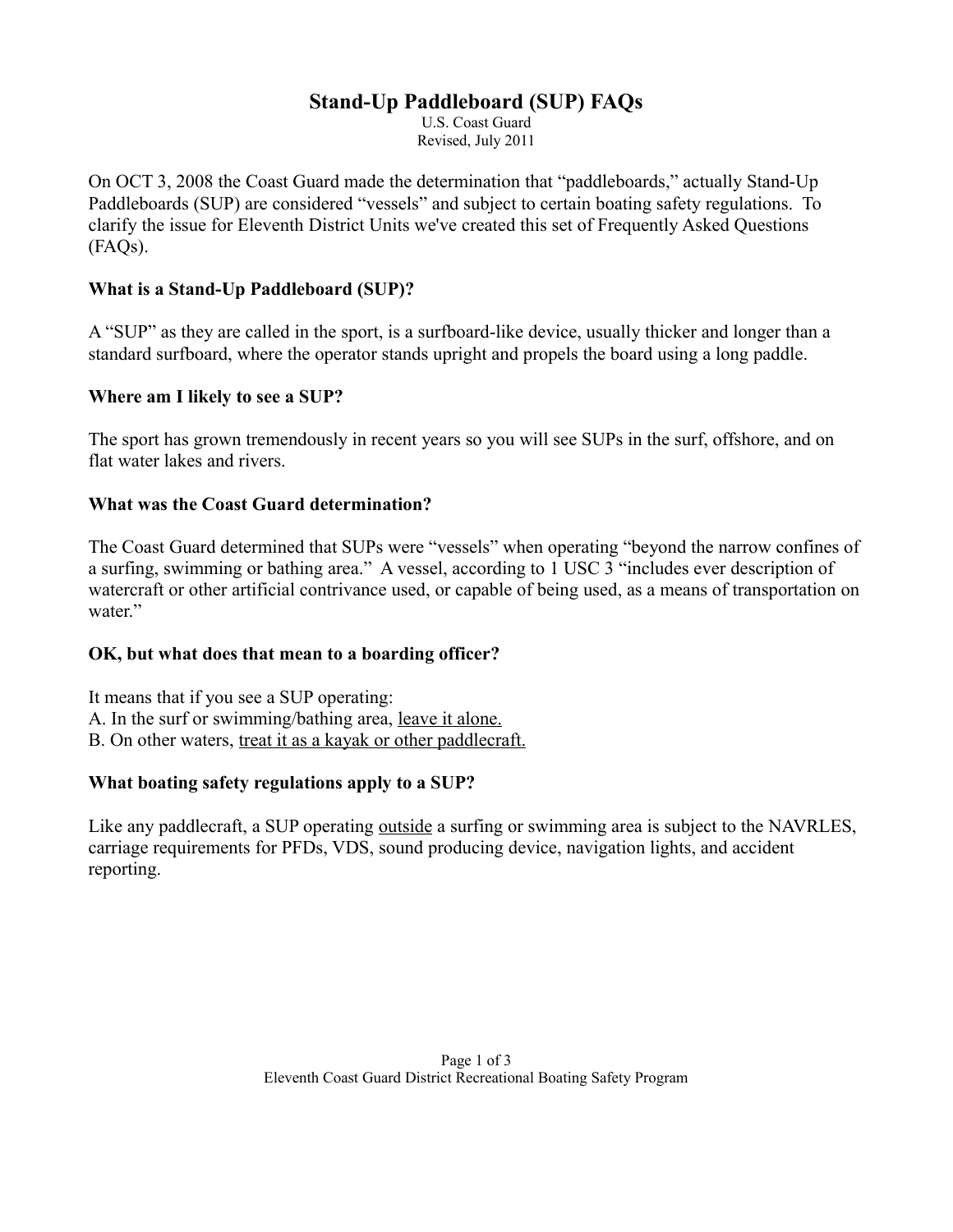# Stand-Up Paddleboard (SUP) FAQs

U.S. Coast Guard
Revised, July 2011

On OCT 3, 2008 the Coast Guard made the determination that "paddleboards," actually Stand-Up Paddleboards (SUP) are considered "vessels" and subject to certain boating safety regulations. To clarify the issue for Eleventh District Units we've created this set of Frequently Asked Questions (FAQs).

### What is a Stand-Up Paddleboard (SUP)?

A "SUP" as they are called in the sport, is a surfboard-like device, usually thicker and longer than a standard surfboard, where the operator stands upright and propels the board using a long paddle.

### Where am I likely to see a SUP?

The sport has grown tremendously in recent years so you will see SUPs in the surf, offshore, and on flat water lakes and rivers.

### What was the Coast Guard determination?

The Coast Guard determined that SUPs were "vessels" when operating "beyond the narrow confines of a surfing, swimming or bathing area." A vessel, according to 1 USC 3 "includes ever description of watercraft or other artificial contrivance used, or capable of being used, as a means of transportation on water."

### OK, but what does that mean to a boarding officer?

It means that if you see a SUP operating:
A. In the surf or swimming/bathing area, <u>leave it alone.</u>
B. On other waters, <u>treat it as a kayak or other paddlecraft.</u>

### What boating safety regulations apply to a SUP?

Like any paddlecraft, a SUP operating <u>outside</u> a surfing or swimming area is subject to the NAVRLES, carriage requirements for PFDs, VDS, sound producing device, navigation lights, and accident reporting.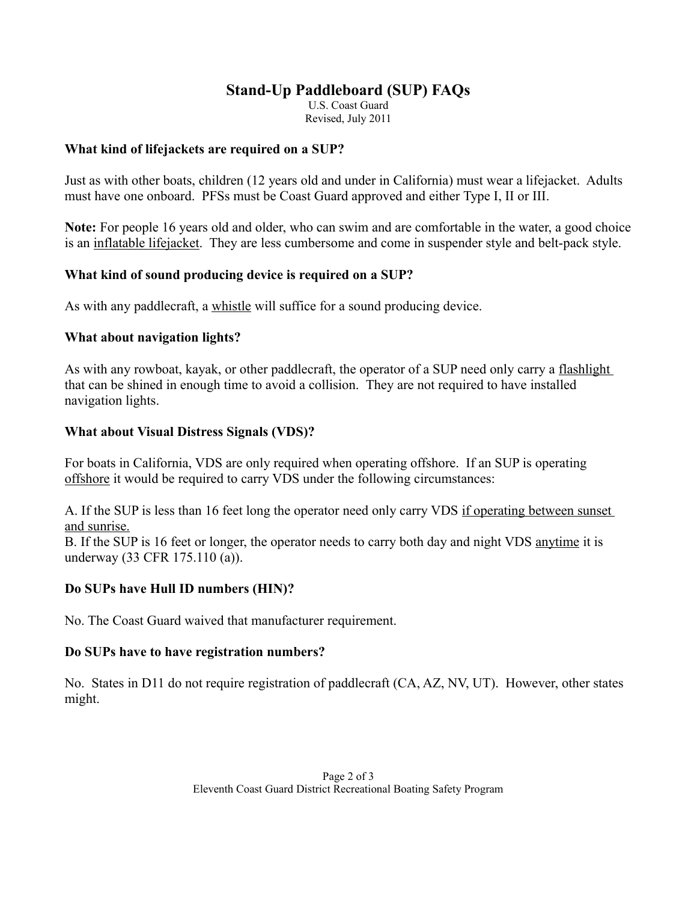# Stand-Up Paddleboard (SUP) FAQs

U.S. Coast Guard
Revised, July 2011

**What kind of lifejackets are required on a SUP?**

Just as with other boats, children (12 years old and under in California) must wear a lifejacket. Adults must have one onboard. PFSs must be Coast Guard approved and either Type I, II or III.

**Note:** For people 16 years old and older, who can swim and are comfortable in the water, a good choice is an inflatable lifejacket. They are less cumbersome and come in suspender style and belt-pack style.

**What kind of sound producing device is required on a SUP?**

As with any paddlecraft, a whistle will suffice for a sound producing device.

**What about navigation lights?**

As with any rowboat, kayak, or other paddlecraft, the operator of a SUP need only carry a flashlight that can be shined in enough time to avoid a collision. They are not required to have installed navigation lights.

**What about Visual Distress Signals (VDS)?**

For boats in California, VDS are only required when operating offshore. If an SUP is operating offshore it would be required to carry VDS under the following circumstances:

A. If the SUP is less than 16 feet long the operator need only carry VDS if operating between sunset and sunrise.
B. If the SUP is 16 feet or longer, the operator needs to carry both day and night VDS anytime it is underway (33 CFR 175.110 (a)).

**Do SUPs have Hull ID numbers (HIN)?**

No. The Coast Guard waived that manufacturer requirement.

**Do SUPs have to have registration numbers?**

No. States in D11 do not require registration of paddlecraft (CA, AZ, NV, UT). However, other states might.

Eleventh Coast Guard District Recreational Boating Safety Program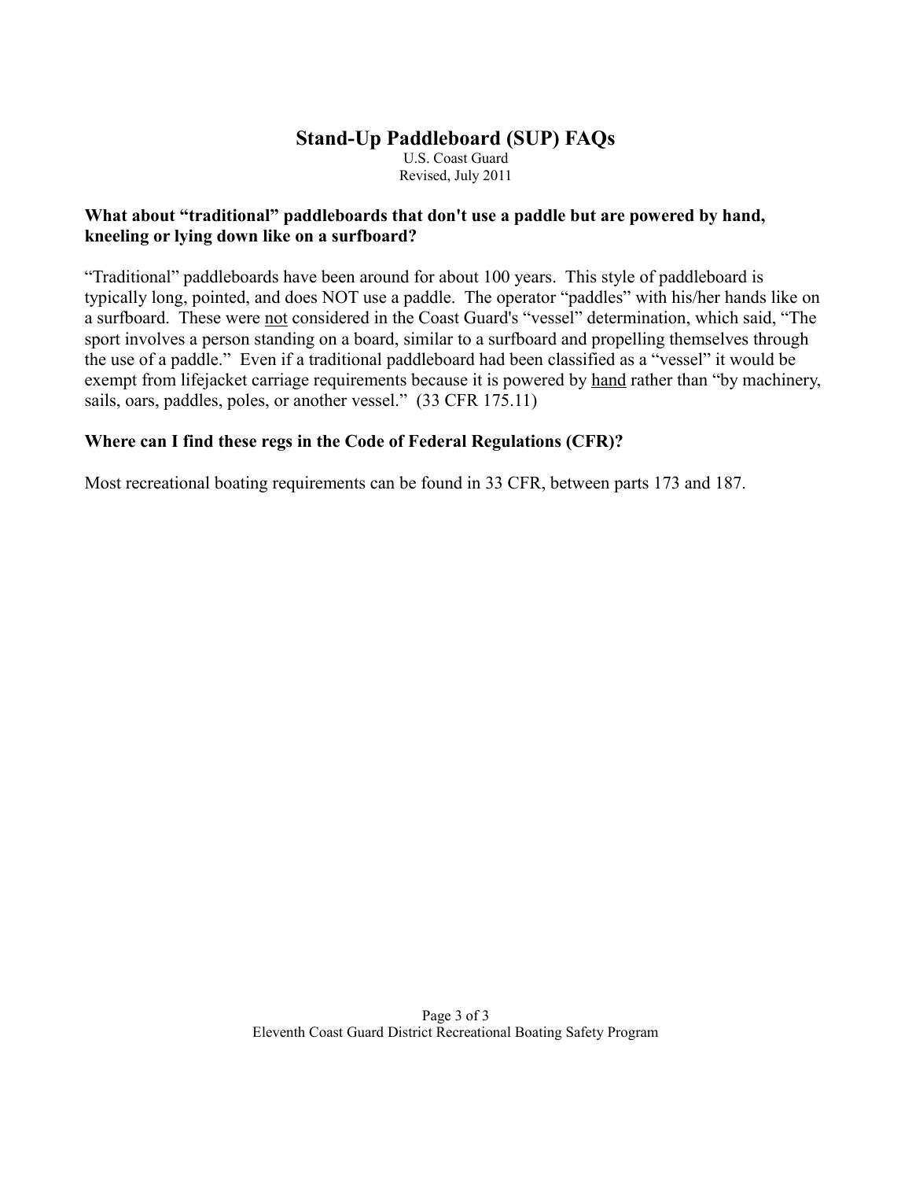# Stand-Up Paddleboard (SUP) FAQs

U.S. Coast Guard
Revised, July 2011

**What about "traditional" paddleboards that don't use a paddle but are powered by hand, kneeling or lying down like on a surfboard?**

"Traditional" paddleboards have been around for about 100 years. This style of paddleboard is typically long, pointed, and does NOT use a paddle. The operator "paddles" with his/her hands like on a surfboard. These were not considered in the Coast Guard's "vessel" determination, which said, "The sport involves a person standing on a board, similar to a surfboard and propelling themselves through the use of a paddle." Even if a traditional paddleboard had been classified as a "vessel" it would be exempt from lifejacket carriage requirements because it is powered by hand rather than "by machinery, sails, oars, paddles, poles, or another vessel." (33 CFR 175.11)

**Where can I find these regs in the Code of Federal Regulations (CFR)?**

Most recreational boating requirements can be found in 33 CFR, between parts 173 and 187.